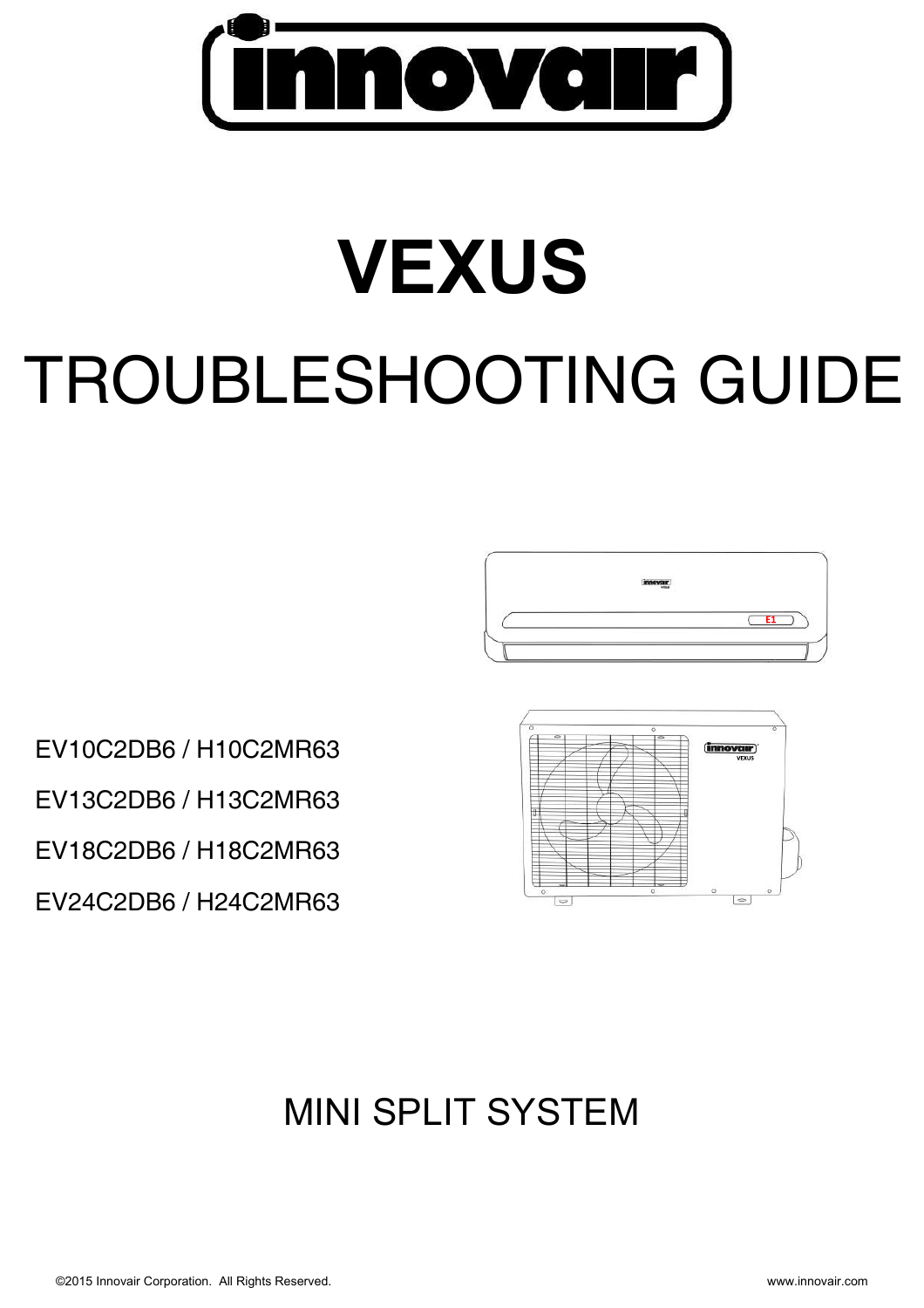# VEXUS

# TROUBLESHOOTING GUIDE

EV10C2DB6 / H10C2MR63

EV13C2DB6 / H13C2MR63

EV18C2DB6 / H18C2MR63

EV24C2DB6 / H24C2MR63

## MINI SPLIT SYSTEM

©2015 Innovair Corporation. All Rights Reserved. www.innovair.com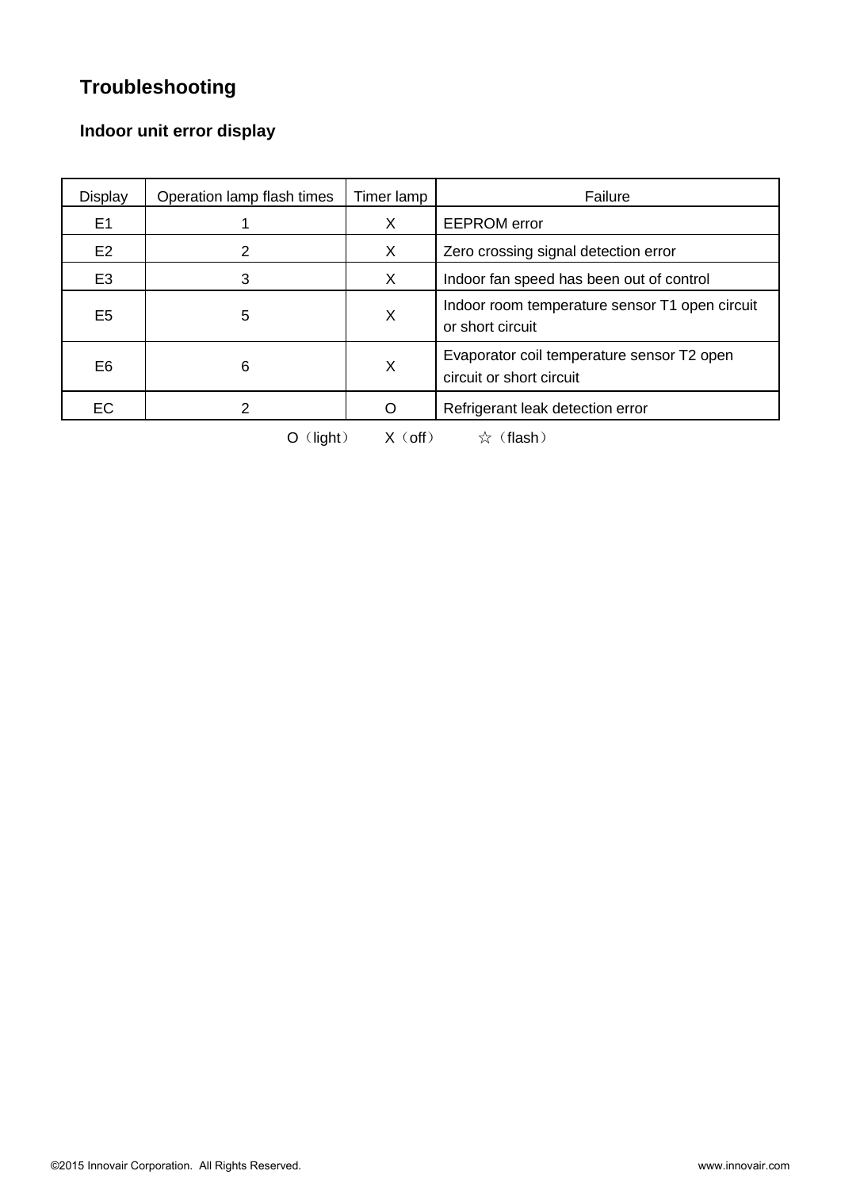# Troubleshooting

## Indoor unit error display

| Display | Operation lamp flash times | Timer lamp | Failure |
|---|---|---|---|
| E1 | 1 | X | EEPROM error |
| E2 | 2 | X | Zero crossing signal detection error |
| E3 | 3 | X | Indoor fan speed has been out of control |
| E5 | 5 | X | Indoor room temperature sensor T1 open circuit or short circuit |
| E6 | 6 | X | Evaporator coil temperature sensor T2 open circuit or short circuit |
| EC | 2 | O | Refrigerant leak detection error |

O（light）　X（off）　☆（flash）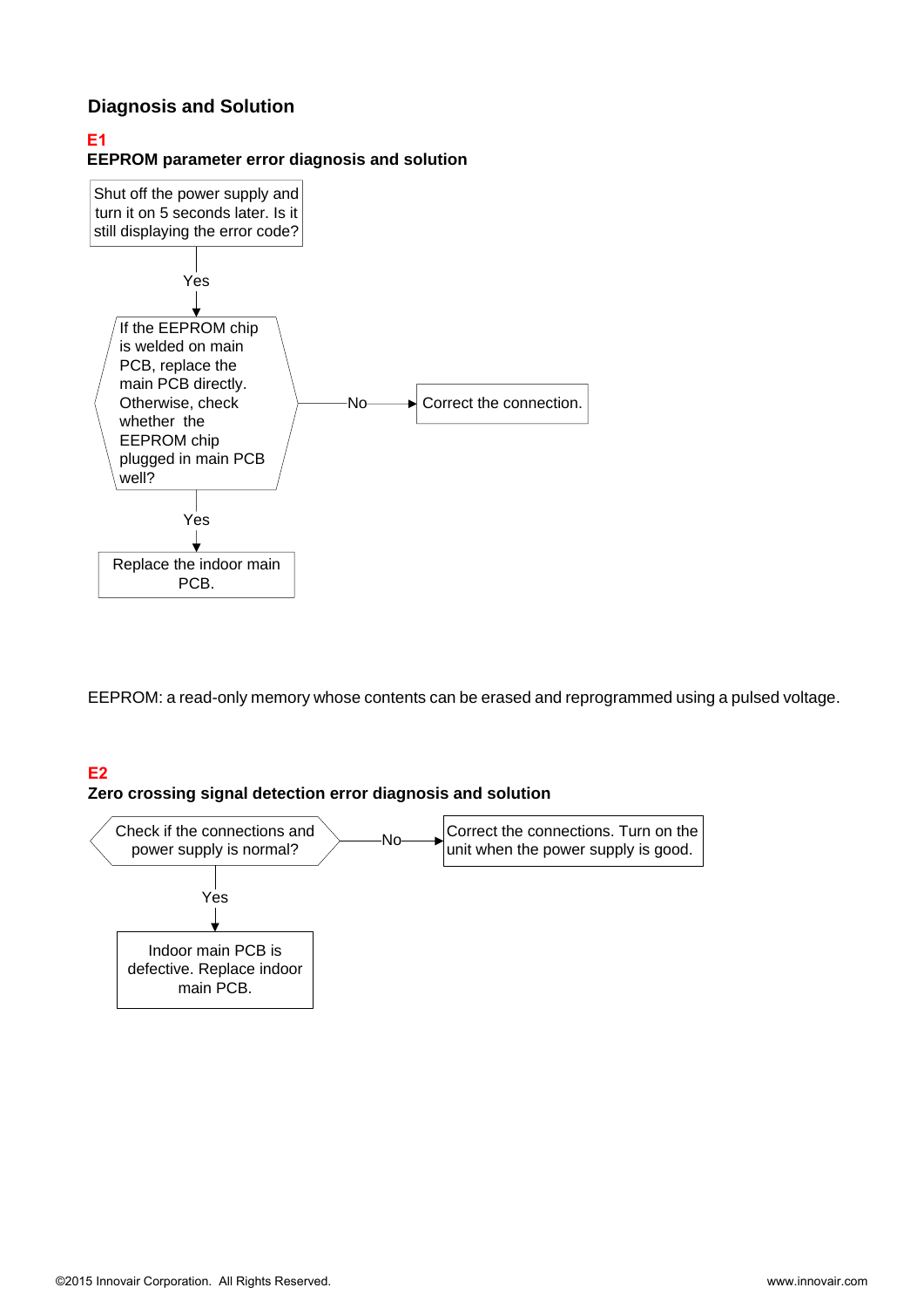## Diagnosis and Solution

### E1

**EEPROM parameter error diagnosis and solution**

Shut off the power supply and turn it on 5 seconds later. Is it still displaying the error code?

Yes

If the EEPROM chip is welded on main PCB, replace the main PCB directly. Otherwise, check whether the EEPROM chip plugged in main PCB well?

No → Correct the connection.

Yes

Replace the indoor main PCB.

EEPROM: a read-only memory whose contents can be erased and reprogrammed using a pulsed voltage.

### E2

**Zero crossing signal detection error diagnosis and solution**

Check if the connections and power supply is normal?

No → Correct the connections. Turn on the unit when the power supply is good.

Yes

Indoor main PCB is defective. Replace indoor main PCB.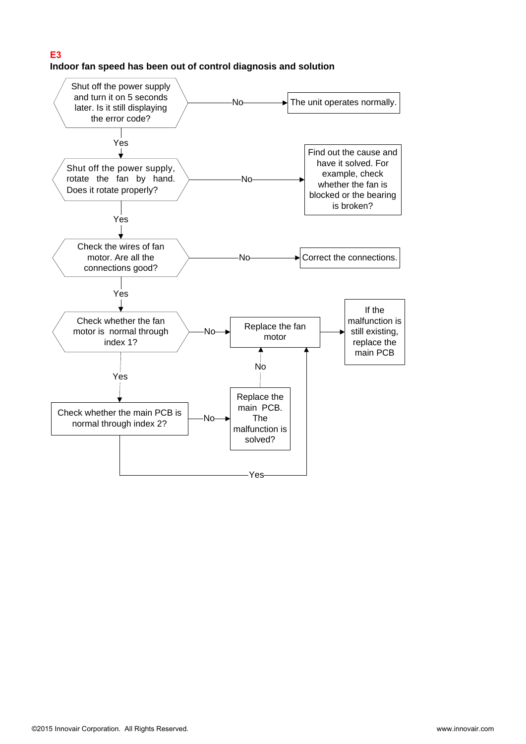**E3**

**Indoor fan speed has been out of control diagnosis and solution**

Shut off the power supply and turn it on 5 seconds later. Is it still displaying the error code?

- No → The unit operates normally.
- Yes ↓

Shut off the power supply, rotate the fan by hand. Does it rotate properly?

- No → Find out the cause and have it solved. For example, check whether the fan is blocked or the bearing is broken?
- Yes ↓

Check the wires of fan motor. Are all the connections good?

- No → Correct the connections.
- Yes ↓

Check whether the fan motor is normal through index 1?

- No → Replace the fan motor → If the malfunction is still existing, replace the main PCB
- Yes ↓

Check whether the main PCB is normal through index 2?

- No → Replace the main PCB. The malfunction is solved?
  - No → Replace the fan motor
- Yes → Replace the fan motor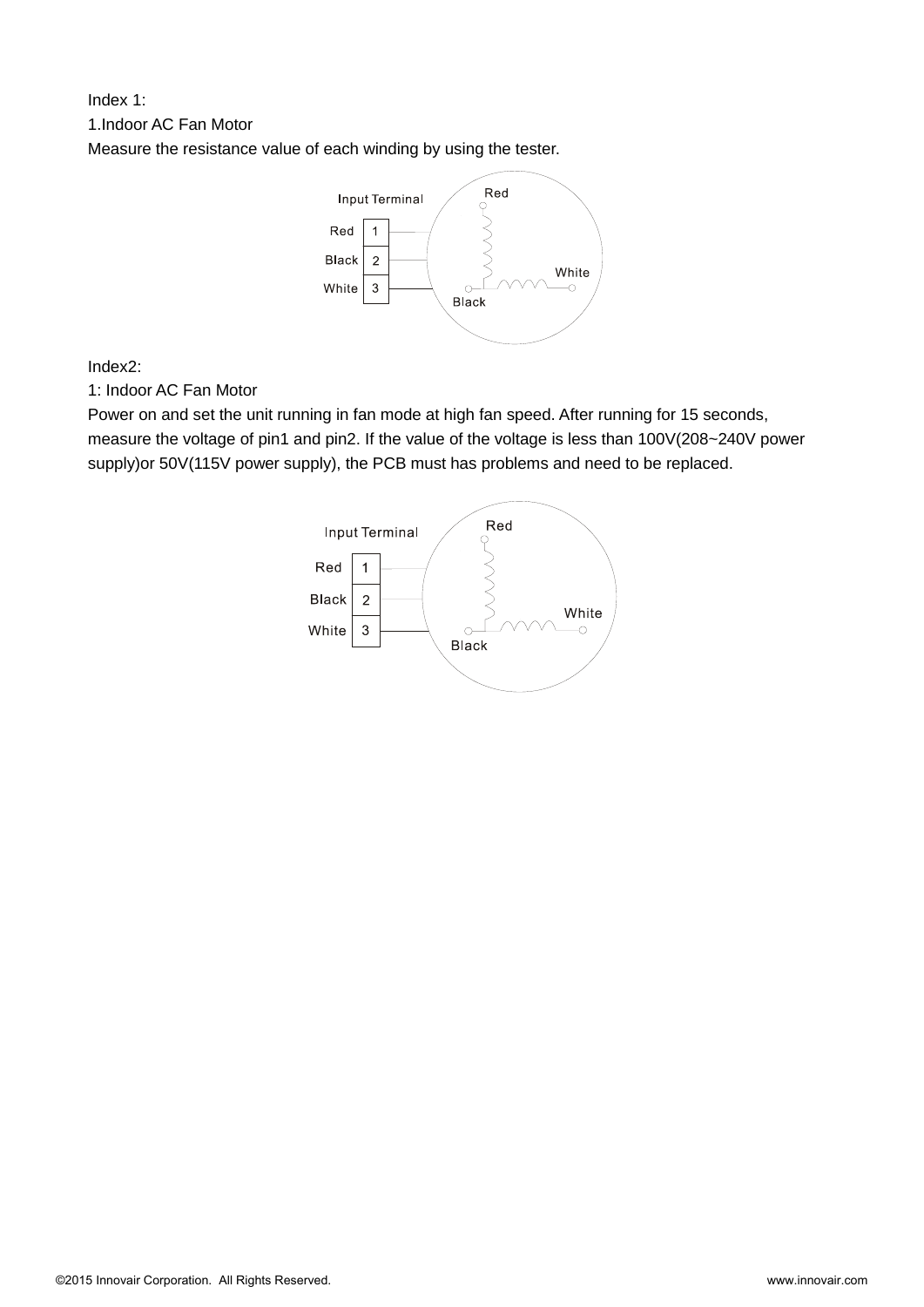Index 1:

1.Indoor AC Fan Motor

Measure the resistance value of each winding by using the tester.

Index2:

1: Indoor AC Fan Motor

Power on and set the unit running in fan mode at high fan speed. After running for 15 seconds, measure the voltage of pin1 and pin2. If the value of the voltage is less than 100V(208~240V power supply)or 50V(115V power supply), the PCB must has problems and need to be replaced.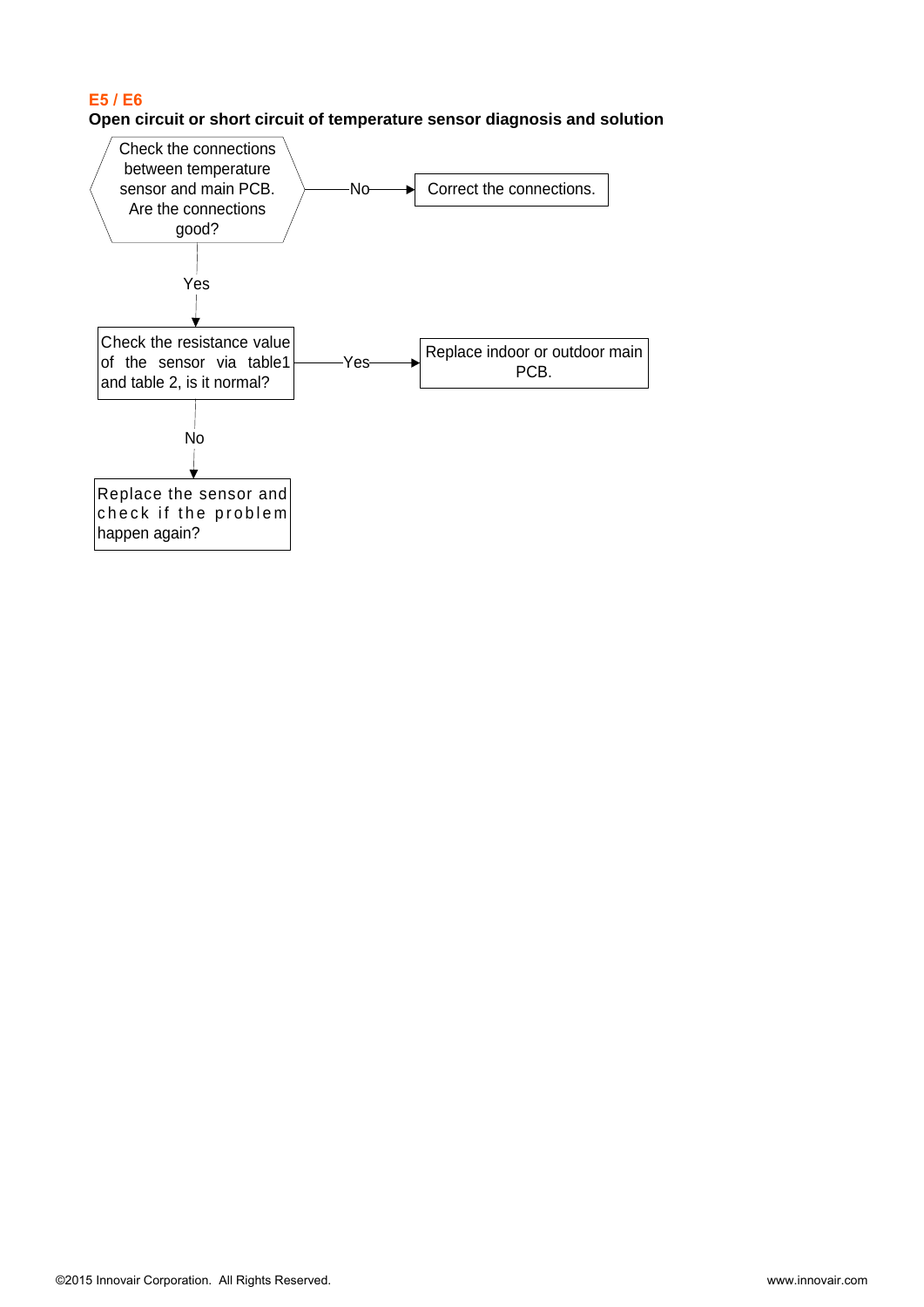## E5 / E6

**Open circuit or short circuit of temperature sensor diagnosis and solution**

Check the connections between temperature sensor and main PCB. Are the connections good?

- No → Correct the connections.
- Yes → Check the resistance value of the sensor via table1 and table 2, is it normal?
  - Yes → Replace indoor or outdoor main PCB.
  - No → Replace the sensor and check if the problem happen again?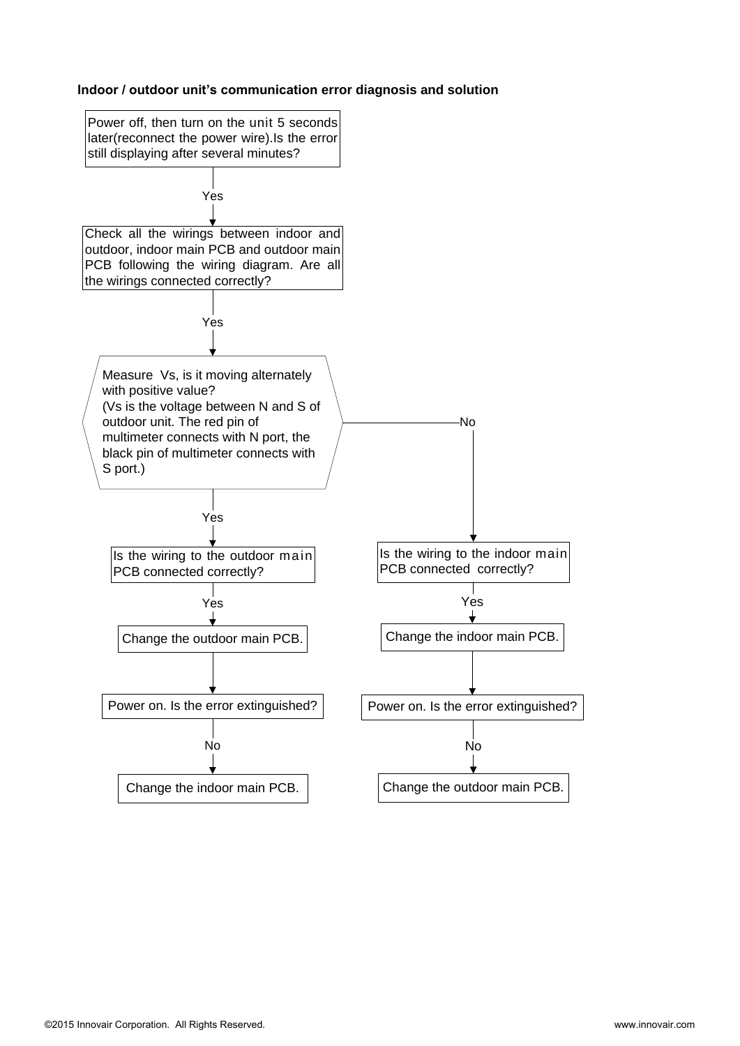**Indoor / outdoor unit's communication error diagnosis and solution**

Power off, then turn on the unit 5 seconds later(reconnect the power wire).Is the error still displaying after several minutes?

Yes ↓

Check all the wirings between indoor and outdoor, indoor main PCB and outdoor main PCB following the wiring diagram. Are all the wirings connected correctly?

Yes ↓

Measure Vs, is it moving alternately with positive value?
(Vs is the voltage between N and S of outdoor unit. The red pin of multimeter connects with N port, the black pin of multimeter connects with S port.)

- Yes ↓
  - Is the wiring to the outdoor main PCB connected correctly?
  - Yes ↓
  - Change the outdoor main PCB.
  - ↓
  - Power on. Is the error extinguished?
  - No ↓
  - Change the indoor main PCB.
- No →
  - Is the wiring to the indoor main PCB connected correctly?
  - Yes ↓
  - Change the indoor main PCB.
  - ↓
  - Power on. Is the error extinguished?
  - No ↓
  - Change the outdoor main PCB.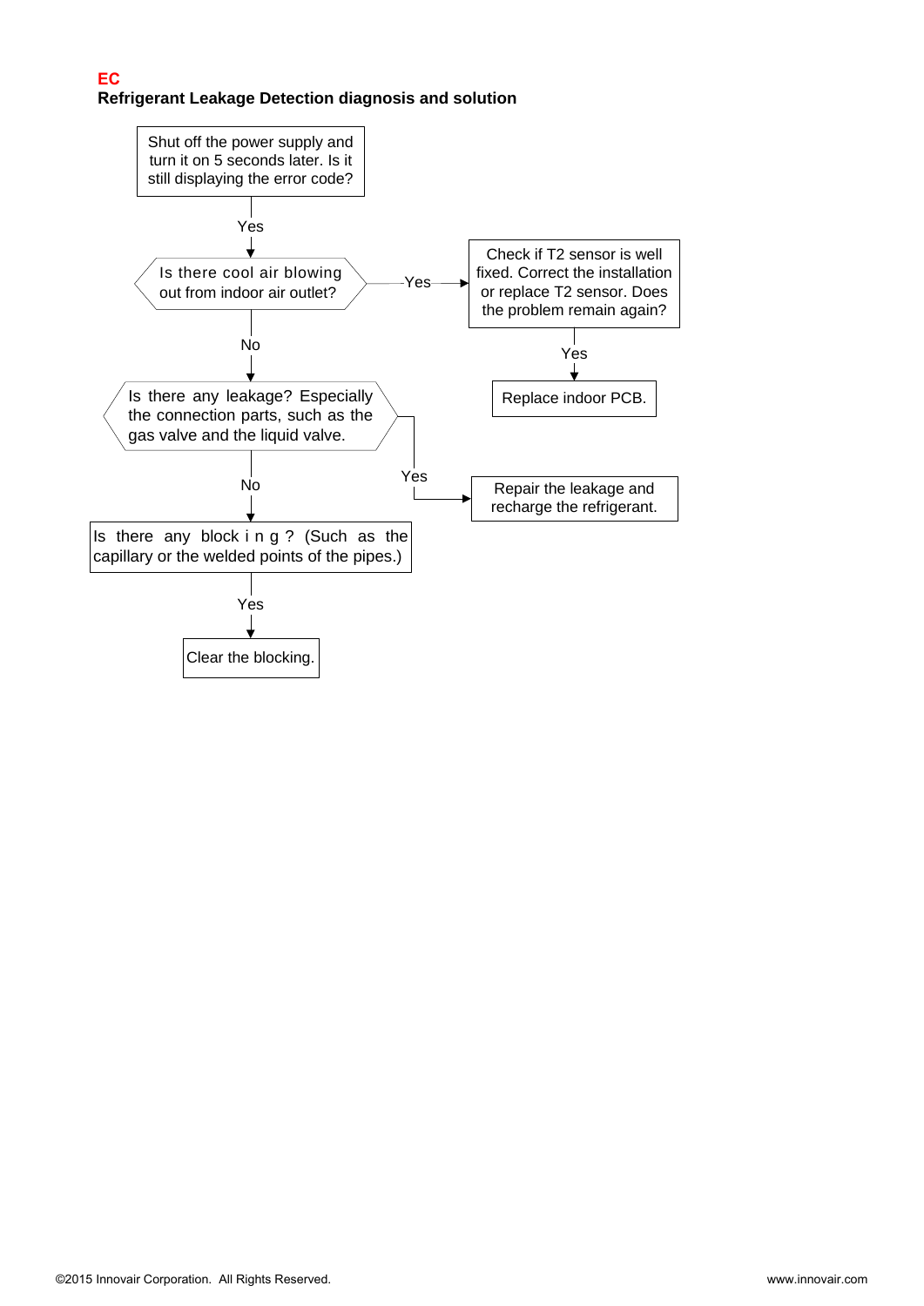**EC**

**Refrigerant Leakage Detection diagnosis and solution**

Shut off the power supply and turn it on 5 seconds later. Is it still displaying the error code?

Yes

Is there cool air blowing out from indoor air outlet?

Yes

Check if T2 sensor is well fixed. Correct the installation or replace T2 sensor. Does the problem remain again?

Yes

Replace indoor PCB.

No

Is there any leakage? Especially the connection parts, such as the gas valve and the liquid valve.

Yes

Repair the leakage and recharge the refrigerant.

No

Is there any blocking? (Such as the capillary or the welded points of the pipes.)

Yes

Clear the blocking.

©2015 Innovair Corporation. All Rights Reserved. www.innovair.com